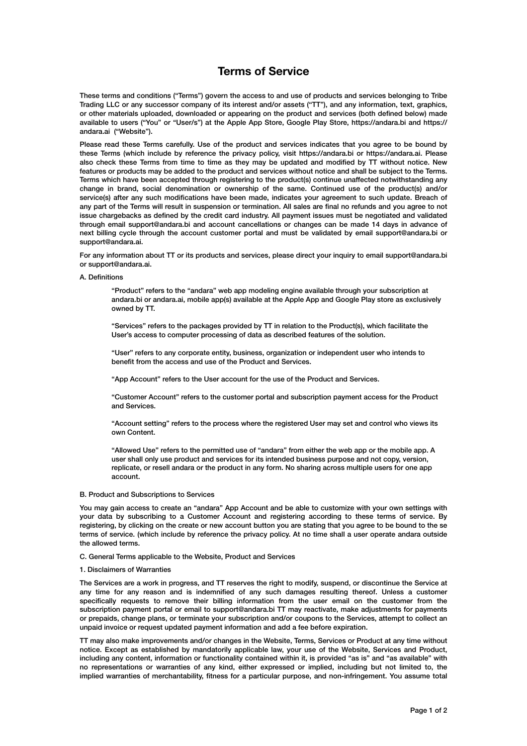# Terms of Service

These terms and conditions ("Terms") govern the access to and use of products and services belonging to Tribe Trading LLC or any successor company of its interest and/or assets ("TT"), and any information, text, graphics, or other materials uploaded, downloaded or appearing on the product and services (both defined below) made available to users ("You" or "User/s") at the Apple App Store, Google Play Store, https://andara.bi and https://andara.ai ("Website").

Please read these Terms carefully. Use of the product and services indicates that you agree to be bound by these Terms (which include by reference the privacy policy, visit https://andara.bi or https://andara.ai. Please also check these Terms from time to time as they may be updated and modified by TT without notice. New features or products may be added to the product and services without notice and shall be subject to the Terms. Terms which have been accepted through registering to the product(s) continue unaffected notwithstanding any change in brand, social denomination or ownership of the same. Continued use of the product(s) and/or service(s) after any such modifications have been made, indicates your agreement to such update. Breach of any part of the Terms will result in suspension or termination. All sales are final no refunds and you agree to not issue chargebacks as defined by the credit card industry. All payment issues must be negotiated and validated through email support@andara.bi and account cancellations or changes can be made 14 days in advance of next billing cycle through the account customer portal and must be validated by email support@andara.bi or support@andara.ai.

For any information about TT or its products and services, please direct your inquiry to email support@andara.bi or support@andara.ai.

A. Definitions

> "Product" refers to the "andara" web app modeling engine available through your subscription at andara.bi or andara.ai, mobile app(s) available at the Apple App and Google Play store as exclusively owned by TT.
>
> "Services" refers to the packages provided by TT in relation to the Product(s), which facilitate the User's access to computer processing of data as described features of the solution.
>
> "User" refers to any corporate entity, business, organization or independent user who intends to benefit from the access and use of the Product and Services.
>
> "App Account" refers to the User account for the use of the Product and Services.
>
> "Customer Account" refers to the customer portal and subscription payment access for the Product and Services.
>
> "Account setting" refers to the process where the registered User may set and control who views its own Content.
>
> "Allowed Use" refers to the permitted use of "andara" from either the web app or the mobile app. A user shall only use product and services for its intended business purpose and not copy, version, replicate, or resell andara or the product in any form. No sharing across multiple users for one app account.

B. Product and Subscriptions to Services

You may gain access to create an "andara" App Account and be able to customize with your own settings with your data by subscribing to a Customer Account and registering according to these terms of service. By registering, by clicking on the create or new account button you are stating that you agree to be bound to the se terms of service. (which include by reference the privacy policy. At no time shall a user operate andara outside the allowed terms.

C. General Terms applicable to the Website, Product and Services

1. Disclaimers of Warranties

The Services are a work in progress, and TT reserves the right to modify, suspend, or discontinue the Service at any time for any reason and is indemnified of any such damages resulting thereof. Unless a customer specifically requests to remove their billing information from the user email on the customer from the subscription payment portal or email to support@andara.bi TT may reactivate, make adjustments for payments or prepaids, change plans, or terminate your subscription and/or coupons to the Services, attempt to collect an unpaid invoice or request updated payment information and add a fee before expiration.

TT may also make improvements and/or changes in the Website, Terms, Services or Product at any time without notice. Except as established by mandatorily applicable law, your use of the Website, Services and Product, including any content, information or functionality contained within it, is provided "as is" and "as available" with no representations or warranties of any kind, either expressed or implied, including but not limited to, the implied warranties of merchantability, fitness for a particular purpose, and non-infringement. You assume total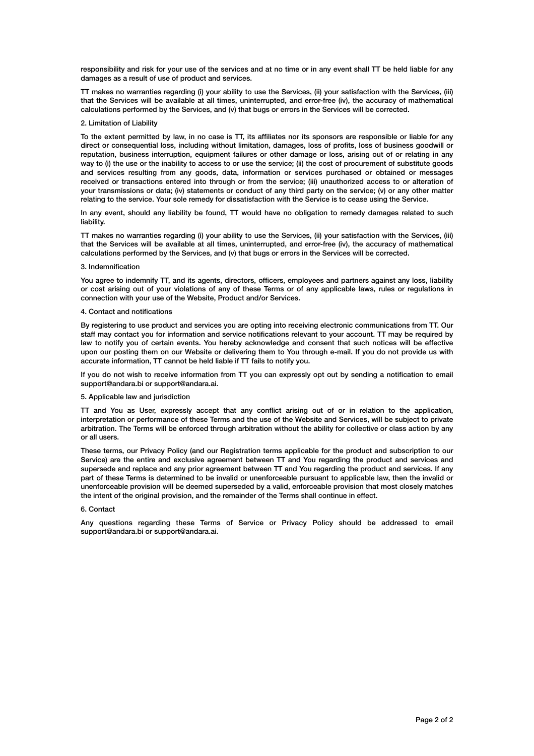responsibility and risk for your use of the services and at no time or in any event shall TT be held liable for any damages as a result of use of product and services.

TT makes no warranties regarding (i) your ability to use the Services, (ii) your satisfaction with the Services, (iii) that the Services will be available at all times, uninterrupted, and error-free (iv), the accuracy of mathematical calculations performed by the Services, and (v) that bugs or errors in the Services will be corrected.

2. Limitation of Liability

To the extent permitted by law, in no case is TT, its affiliates nor its sponsors are responsible or liable for any direct or consequential loss, including without limitation, damages, loss of profits, loss of business goodwill or reputation, business interruption, equipment failures or other damage or loss, arising out of or relating in any way to (i) the use or the inability to access to or use the service; (ii) the cost of procurement of substitute goods and services resulting from any goods, data, information or services purchased or obtained or messages received or transactions entered into through or from the service; (iii) unauthorized access to or alteration of your transmissions or data; (iv) statements or conduct of any third party on the service; (v) or any other matter relating to the service. Your sole remedy for dissatisfaction with the Service is to cease using the Service.

In any event, should any liability be found, TT would have no obligation to remedy damages related to such liability.

TT makes no warranties regarding (i) your ability to use the Services, (ii) your satisfaction with the Services, (iii) that the Services will be available at all times, uninterrupted, and error-free (iv), the accuracy of mathematical calculations performed by the Services, and (v) that bugs or errors in the Services will be corrected.

3. Indemnification

You agree to indemnify TT, and its agents, directors, officers, employees and partners against any loss, liability or cost arising out of your violations of any of these Terms or of any applicable laws, rules or regulations in connection with your use of the Website, Product and/or Services.

4. Contact and notifications

By registering to use product and services you are opting into receiving electronic communications from TT. Our staff may contact you for information and service notifications relevant to your account. TT may be required by law to notify you of certain events. You hereby acknowledge and consent that such notices will be effective upon our posting them on our Website or delivering them to You through e-mail. If you do not provide us with accurate information, TT cannot be held liable if TT fails to notify you.

If you do not wish to receive information from TT you can expressly opt out by sending a notification to email support@andara.bi or support@andara.ai.

5. Applicable law and jurisdiction

TT and You as User, expressly accept that any conflict arising out of or in relation to the application, interpretation or performance of these Terms and the use of the Website and Services, will be subject to private arbitration. The Terms will be enforced through arbitration without the ability for collective or class action by any or all users.

These terms, our Privacy Policy (and our Registration terms applicable for the product and subscription to our Service) are the entire and exclusive agreement between TT and You regarding the product and services and supersede and replace and any prior agreement between TT and You regarding the product and services. If any part of these Terms is determined to be invalid or unenforceable pursuant to applicable law, then the invalid or unenforceable provision will be deemed superseded by a valid, enforceable provision that most closely matches the intent of the original provision, and the remainder of the Terms shall continue in effect.

6. Contact

Any questions regarding these Terms of Service or Privacy Policy should be addressed to email support@andara.bi or support@andara.ai.